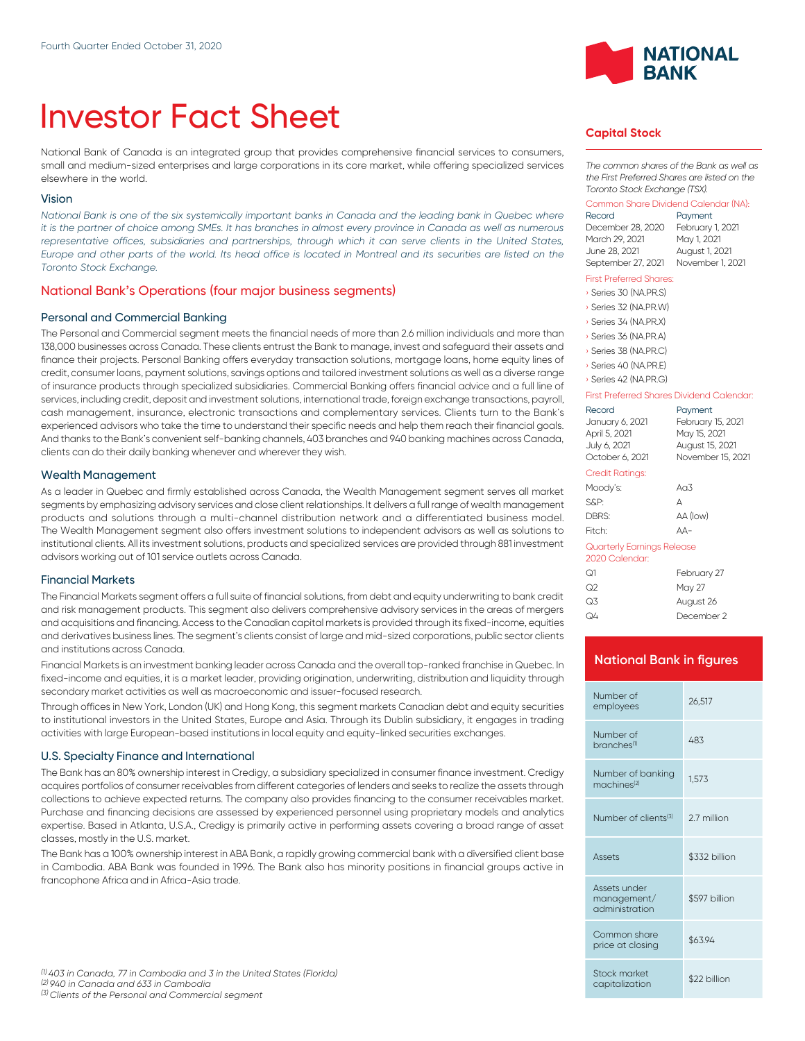Fourth Quarter Ended October 31, 2020

# Investor Fact Sheet

National Bank of Canada is an integrated group that provides comprehensive financial services to consumers, small and medium-sized enterprises and large corporations in its core market, while offering specialized services elsewhere in the world.

## Vision

*National Bank is one of the six systemically important banks in Canada and the leading bank in Quebec where it is the partner of choice among SMEs. It has branches in almost every province in Canada as well as numerous representative offices, subsidiaries and partnerships, through which it can serve clients in the United States, Europe and other parts of the world. Its head office is located in Montreal and its securities are listed on the Toronto Stock Exchange.*

## National Bank's Operations (four major business segments)

### Personal and Commercial Banking

The Personal and Commercial segment meets the financial needs of more than 2.6 million individuals and more than 138,000 businesses across Canada. These clients entrust the Bank to manage, invest and safeguard their assets and finance their projects. Personal Banking offers everyday transaction solutions, mortgage loans, home equity lines of credit, consumer loans, payment solutions, savings options and tailored investment solutions as well as a diverse range of insurance products through specialized subsidiaries. Commercial Banking offers financial advice and a full line of services, including credit, deposit and investment solutions, international trade, foreign exchange transactions, payroll, cash management, insurance, electronic transactions and complementary services. Clients turn to the Bank's experienced advisors who take the time to understand their specific needs and help them reach their financial goals. And thanks to the Bank's convenient self-banking channels, 403 branches and 940 banking machines across Canada, clients can do their daily banking whenever and wherever they wish.

### Wealth Management

As a leader in Quebec and firmly established across Canada, the Wealth Management segment serves all market segments by emphasizing advisory services and close client relationships. It delivers a full range of wealth management products and solutions through a multi-channel distribution network and a differentiated business model. The Wealth Management segment also offers investment solutions to independent advisors as well as solutions to institutional clients. All its investment solutions, products and specialized services are provided through 881 investment advisors working out of 101 service outlets across Canada.

### Financial Markets

The Financial Markets segment offers a full suite of financial solutions, from debt and equity underwriting to bank credit and risk management products. This segment also delivers comprehensive advisory services in the areas of mergers and acquisitions and financing. Access to the Canadian capital markets is provided through its fixed-income, equities and derivatives business lines. The segment's clients consist of large and mid-sized corporations, public sector clients and institutions across Canada.

Financial Markets is an investment banking leader across Canada and the overall top-ranked franchise in Quebec. In fixed-income and equities, it is a market leader, providing origination, underwriting, distribution and liquidity through secondary market activities as well as macroeconomic and issuer-focused research.

Through offices in New York, London (UK) and Hong Kong, this segment markets Canadian debt and equity securities to institutional investors in the United States, Europe and Asia. Through its Dublin subsidiary, it engages in trading activities with large European-based institutions in local equity and equity-linked securities exchanges.

### U.S. Specialty Finance and International

The Bank has an 80% ownership interest in Credigy, a subsidiary specialized in consumer finance investment. Credigy acquires portfolios of consumer receivables from different categories of lenders and seeks to realize the assets through collections to achieve expected returns. The company also provides financing to the consumer receivables market. Purchase and financing decisions are assessed by experienced personnel using proprietary models and analytics expertise. Based in Atlanta, U.S.A., Credigy is primarily active in performing assets covering a broad range of asset classes, mostly in the U.S. market.

The Bank has a 100% ownership interest in ABA Bank, a rapidly growing commercial bank with a diversified client base in Cambodia. ABA Bank was founded in 1996. The Bank also has minority positions in financial groups active in francophone Africa and in Africa-Asia trade.

## Capital Stock

*The common shares of the Bank as well as the First Preferred Shares are listed on the Toronto Stock Exchange (TSX).*

**Common Share Dividend Calendar (NA):**

| Record | Payment |
|---|---|
| December 28, 2020 | February 1, 2021 |
| March 29, 2021 | May 1, 2021 |
| June 28, 2021 | August 1, 2021 |
| September 27, 2021 | November 1, 2021 |

**First Preferred Shares:**

- Series 30 (NA.PR.S)
- Series 32 (NA.PR.W)
- Series 34 (NA.PR.X)
- Series 36 (NA.PR.A)
- Series 38 (NA.PR.C)
- Series 40 (NA.PR.E)
- Series 42 (NA.PR.G)

**First Preferred Shares Dividend Calendar:**

| Record | Payment |
|---|---|
| January 6, 2021 | February 15, 2021 |
| April 5, 2021 | May 15, 2021 |
| July 6, 2021 | August 15, 2021 |
| October 6, 2021 | November 15, 2021 |

**Credit Ratings:**

| Agency | Rating |
|---|---|
| Moody's: | Aa3 |
| S&P: | A |
| DBRS: | AA (low) |
| Fitch: | AA- |

**Quarterly Earnings Release 2020 Calendar:**

| Quarter | Date |
|---|---|
| Q1 | February 27 |
| Q2 | May 27 |
| Q3 | August 26 |
| Q4 | December 2 |

## National Bank in figures

| | |
|---|---|
| Number of employees | 26,517 |
| Number of branches[1] | 483 |
| Number of banking machines[2] | 1,573 |
| Number of clients[3] | 2.7 million |
| Assets | $332 billion |
| Assets under management/ administration | $597 billion |
| Common share price at closing | $63.94 |
| Stock market capitalization | $22 billion |

*[1] 403 in Canada, 77 in Cambodia and 3 in the United States (Florida)*
*[2] 940 in Canada and 633 in Cambodia*
*[3] Clients of the Personal and Commercial segment*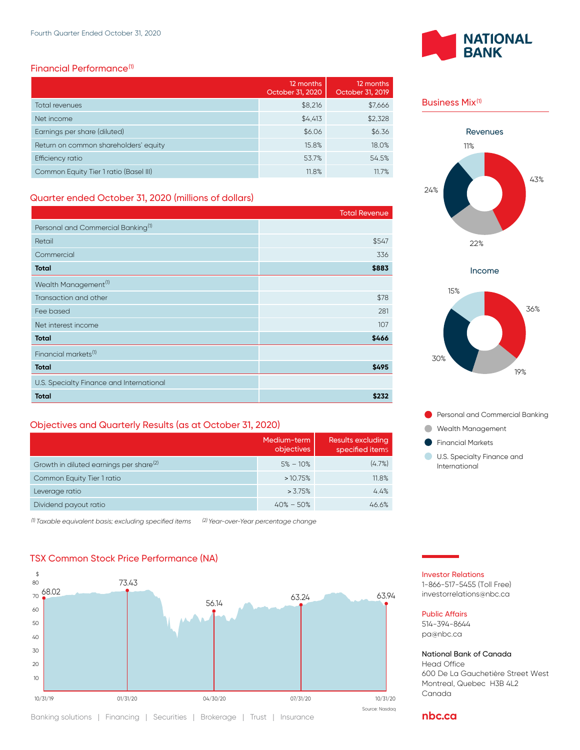Fourth Quarter Ended October 31, 2020

NATIONAL BANK

## Financial Performance[1]

| | 12 months October 31, 2020 | 12 months October 31, 2019 |
|---|---|---|
| Total revenues | $8,216 | $7,666 |
| Net income | $4,413 | $2,328 |
| Earnings per share (diluted) | $6.06 | $6.36 |
| Return on common shareholders' equity | 15.8% | 18.0% |
| Efficiency ratio | 53.7% | 54.5% |
| Common Equity Tier 1 ratio (Basel III) | 11.8% | 11.7% |

## Quarter ended October 31, 2020 (millions of dollars)

| | Total Revenue |
|---|---|
| Personal and Commercial Banking[1] | |
| Retail | $547 |
| Commercial | 336 |
| **Total** | **$883** |
| Wealth Management[1] | |
| Transaction and other | $78 |
| Fee based | 281 |
| Net interest income | 107 |
| **Total** | **$466** |
| Financial markets[1] | |
| **Total** | **$495** |
| U.S. Specialty Finance and International | |
| **Total** | **$232** |

## Objectives and Quarterly Results (as at October 31, 2020)

| | Medium-term objectives | Results excluding specified items |
|---|---|---|
| Growth in diluted earnings per share[2] | 5% – 10% | (4.7%) |
| Common Equity Tier 1 ratio | > 10.75% | 11.8% |
| Leverage ratio | > 3.75% | 4.4% |
| Dividend payout ratio | 40% – 50% | 46.6% |

*[1] Taxable equivalent basis; excluding specified items* *[2] Year-over-Year percentage change*

## Business Mix[1]

Revenues

43%
22%
24%
11%

Income

36%
19%
30%
15%

- Personal and Commercial Banking
- Wealth Management
- Financial Markets
- U.S. Specialty Finance and International

## TSX Common Stock Price Performance (NA)

$
80
70
60
50
40
30
20
10

68.02
73.43
56.14
63.24
63.94

10/31/19
01/31/20
04/30/20
07/31/20
10/31/20

Source: Nasdaq

Investor Relations
1-866-517-5455 (Toll Free)
investorrelations@nbc.ca

Public Affairs
514-394-8644
pa@nbc.ca

**National Bank of Canada**
Head Office
600 De La Gauchetière Street West
Montreal, Quebec H3B 4L2
Canada

Banking solutions | Financing | Securities | Brokerage | Trust | Insurance

nbc.ca